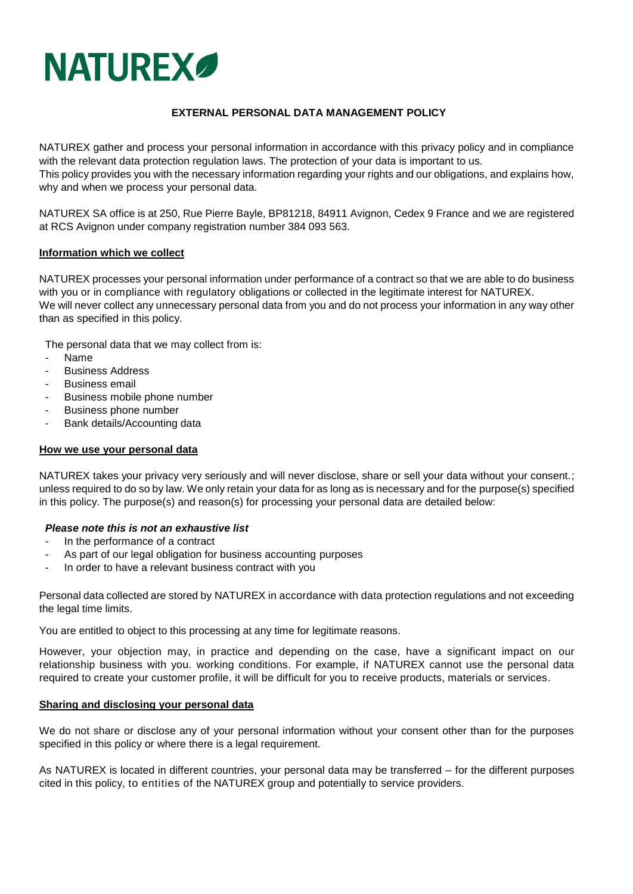# NATUREX

## EXTERNAL PERSONAL DATA MANAGEMENT POLICY

NATUREX gather and process your personal information in accordance with this privacy policy and in compliance with the relevant data protection regulation laws. The protection of your data is important to us.
This policy provides you with the necessary information regarding your rights and our obligations, and explains how, why and when we process your personal data.

NATUREX SA office is at 250, Rue Pierre Bayle, BP81218, 84911 Avignon, Cedex 9 France and we are registered at RCS Avignon under company registration number 384 093 563.

### Information which we collect

NATUREX processes your personal information under performance of a contract so that we are able to do business with you or in compliance with regulatory obligations or collected in the legitimate interest for NATUREX.
We will never collect any unnecessary personal data from you and do not process your information in any way other than as specified in this policy.

The personal data that we may collect from is:

- Name
- Business Address
- Business email
- Business mobile phone number
- Business phone number
- Bank details/Accounting data

### How we use your personal data

NATUREX takes your privacy very seriously and will never disclose, share or sell your data without your consent.; unless required to do so by law. We only retain your data for as long as is necessary and for the purpose(s) specified in this policy. The purpose(s) and reason(s) for processing your personal data are detailed below:

***Please note this is not an exhaustive list***

- In the performance of a contract
- As part of our legal obligation for business accounting purposes
- In order to have a relevant business contract with you

Personal data collected are stored by NATUREX in accordance with data protection regulations and not exceeding the legal time limits.

You are entitled to object to this processing at any time for legitimate reasons.

However, your objection may, in practice and depending on the case, have a significant impact on our relationship business with you. working conditions. For example, if NATUREX cannot use the personal data required to create your customer profile, it will be difficult for you to receive products, materials or services.

### Sharing and disclosing your personal data

We do not share or disclose any of your personal information without your consent other than for the purposes specified in this policy or where there is a legal requirement.

As NATUREX is located in different countries, your personal data may be transferred – for the different purposes cited in this policy, to entities of the NATUREX group and potentially to service providers.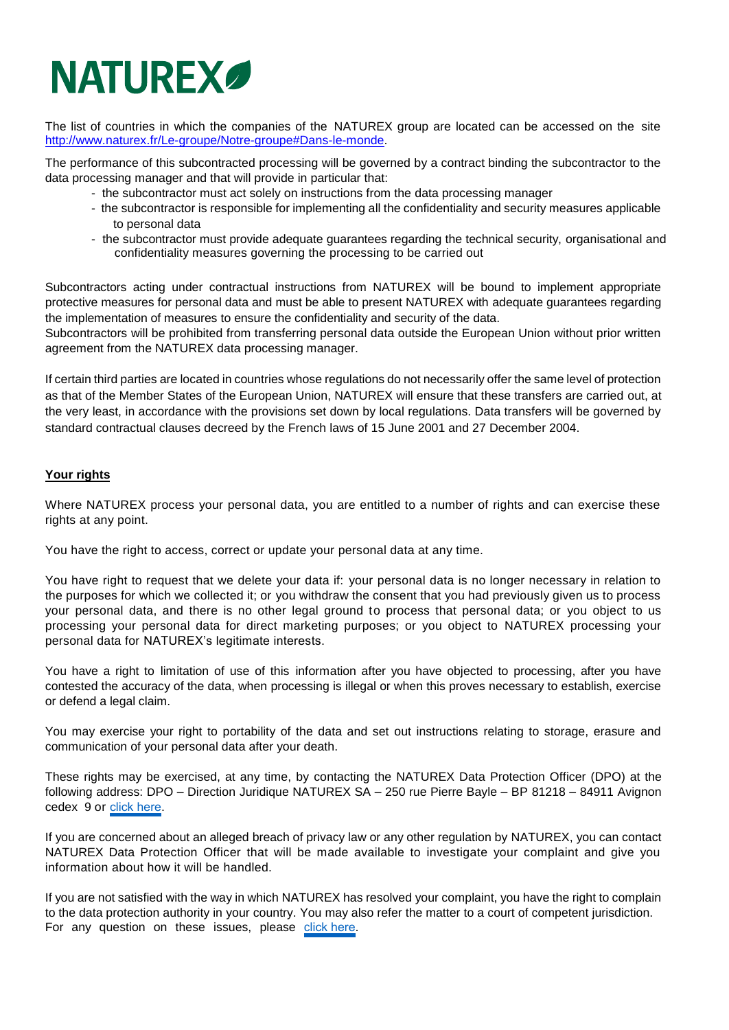# NATUREX

The list of countries in which the companies of the NATUREX group are located can be accessed on the site http://www.naturex.fr/Le-groupe/Notre-groupe#Dans-le-monde.

The performance of this subcontracted processing will be governed by a contract binding the subcontractor to the data processing manager and that will provide in particular that:

- the subcontractor must act solely on instructions from the data processing manager
- the subcontractor is responsible for implementing all the confidentiality and security measures applicable to personal data
- the subcontractor must provide adequate guarantees regarding the technical security, organisational and confidentiality measures governing the processing to be carried out

Subcontractors acting under contractual instructions from NATUREX will be bound to implement appropriate protective measures for personal data and must be able to present NATUREX with adequate guarantees regarding the implementation of measures to ensure the confidentiality and security of the data.
Subcontractors will be prohibited from transferring personal data outside the European Union without prior written agreement from the NATUREX data processing manager.

If certain third parties are located in countries whose regulations do not necessarily offer the same level of protection as that of the Member States of the European Union, NATUREX will ensure that these transfers are carried out, at the very least, in accordance with the provisions set down by local regulations. Data transfers will be governed by standard contractual clauses decreed by the French laws of 15 June 2001 and 27 December 2004.

**Your rights**

Where NATUREX process your personal data, you are entitled to a number of rights and can exercise these rights at any point.

You have the right to access, correct or update your personal data at any time.

You have right to request that we delete your data if: your personal data is no longer necessary in relation to the purposes for which we collected it; or you withdraw the consent that you had previously given us to process your personal data, and there is no other legal ground to process that personal data; or you object to us processing your personal data for direct marketing purposes; or you object to NATUREX processing your personal data for NATUREX's legitimate interests.

You have a right to limitation of use of this information after you have objected to processing, after you have contested the accuracy of the data, when processing is illegal or when this proves necessary to establish, exercise or defend a legal claim.

You may exercise your right to portability of the data and set out instructions relating to storage, erasure and communication of your personal data after your death.

These rights may be exercised, at any time, by contacting the NATUREX Data Protection Officer (DPO) at the following address: DPO – Direction Juridique NATUREX SA – 250 rue Pierre Bayle – BP 81218 – 84911 Avignon cedex 9 or click here.

If you are concerned about an alleged breach of privacy law or any other regulation by NATUREX, you can contact NATUREX Data Protection Officer that will be made available to investigate your complaint and give you information about how it will be handled.

If you are not satisfied with the way in which NATUREX has resolved your complaint, you have the right to complain to the data protection authority in your country. You may also refer the matter to a court of competent jurisdiction.
For any question on these issues, please click here.